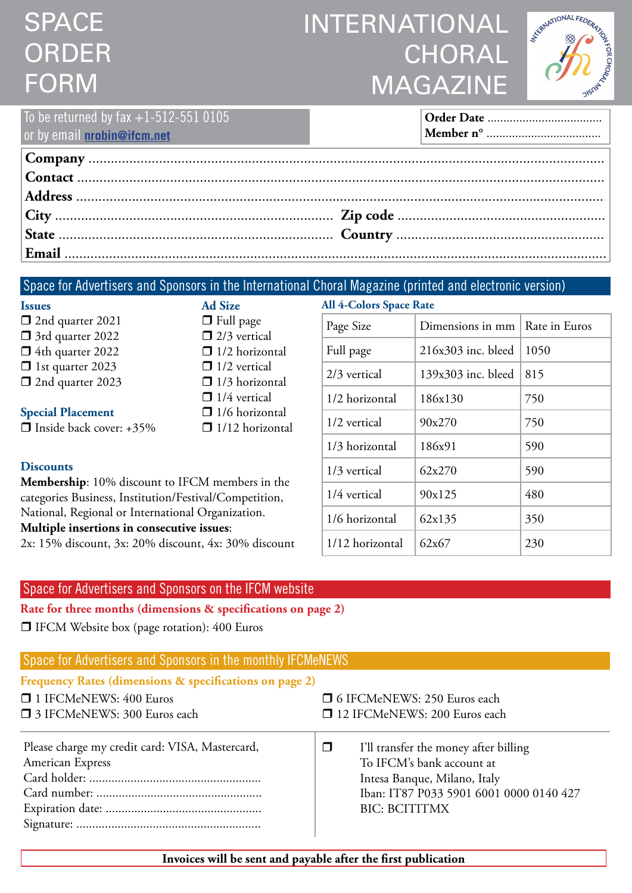# SPACE ORDER FORM

# INTERNATIONAL CHORAL MAGAZINE

To be returned by fax +1-512-551 0105
or by email **nrobin@ifcm.net**

**Order Date** ....................................
**Member n°** ....................................

**Company** ..............................................................................................................................................
**Contact** ................................................................................................................................................
**Address** ................................................................................................................................................
**City** ........................................................................ **Zip code** ..................................................
**State** ....................................................................... **Country** ..................................................
**Email** ....................................................................................................................................................

## Space for Advertisers and Sponsors in the International Choral Magazine (printed and electronic version)

**Issues**

- ❐ 2nd quarter 2021
- ❐ 3rd quarter 2022
- ❐ 4th quarter 2022
- ❐ 1st quarter 2023
- ❐ 2nd quarter 2023

**Special Placement**

- ❐ Inside back cover: +35%

**Ad Size**

- ❐ Full page
- ❐ 2/3 vertical
- ❐ 1/2 horizontal
- ❐ 1/2 vertical
- ❐ 1/3 horizontal
- ❐ 1/4 vertical
- ❐ 1/6 horizontal
- ❐ 1/12 horizontal

**All 4-Colors Space Rate**

| Page Size | Dimensions in mm | Rate in Euros |
|---|---|---|
| Full page | 216x303 inc. bleed | 1050 |
| 2/3 vertical | 139x303 inc. bleed | 815 |
| 1/2 horizontal | 186x130 | 750 |
| 1/2 vertical | 90x270 | 750 |
| 1/3 horizontal | 186x91 | 590 |
| 1/3 vertical | 62x270 | 590 |
| 1/4 vertical | 90x125 | 480 |
| 1/6 horizontal | 62x135 | 350 |
| 1/12 horizontal | 62x67 | 230 |

**Discounts**

**Membership**: 10% discount to IFCM members in the categories Business, Institution/Festival/Competition, National, Regional or International Organization.
**Multiple insertions in consecutive issues**:
2x: 15% discount, 3x: 20% discount, 4x: 30% discount

## Space for Advertisers and Sponsors on the IFCM website

**Rate for three months (dimensions & specifications on page 2)**

- ❐ IFCM Website box (page rotation): 400 Euros

## Space for Advertisers and Sponsors in the monthly IFCMeNEWS

**Frequency Rates (dimensions & specifications on page 2)**

- ❐ 1 IFCMeNEWS: 400 Euros
- ❐ 3 IFCMeNEWS: 300 Euros each
- ❐ 6 IFCMeNEWS: 250 Euros each
- ❐ 12 IFCMeNEWS: 200 Euros each

Please charge my credit card: VISA, Mastercard, American Express
Card holder: .....................................................
Card number: ...................................................
Expiration date: ................................................
Signature: .........................................................

❐ I'll transfer the money after billing
To IFCM's bank account at
Intesa Banque, Milano, Italy
Iban: IT87 P033 5901 6001 0000 0140 427
BIC: BCITITMX

**Invoices will be sent and payable after the first publication**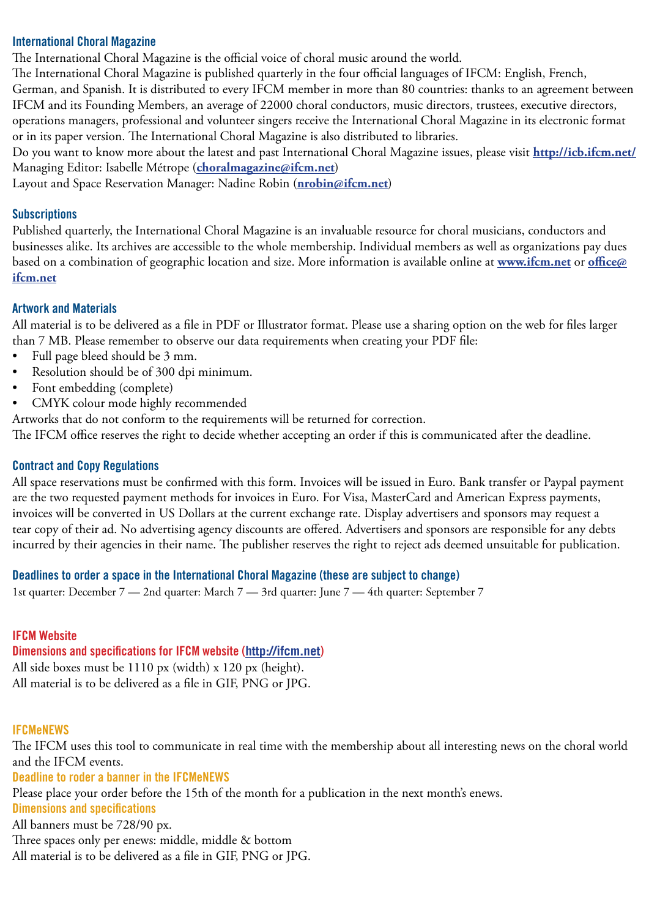## International Choral Magazine

The International Choral Magazine is the official voice of choral music around the world.

The International Choral Magazine is published quarterly in the four official languages of IFCM: English, French, German, and Spanish. It is distributed to every IFCM member in more than 80 countries: thanks to an agreement between IFCM and its Founding Members, an average of 22000 choral conductors, music directors, trustees, executive directors, operations managers, professional and volunteer singers receive the International Choral Magazine in its electronic format or in its paper version. The International Choral Magazine is also distributed to libraries.

Do you want to know more about the latest and past International Choral Magazine issues, please visit **http://icb.ifcm.net/**

Managing Editor: Isabelle Métrope (**choralmagazine@ifcm.net**)

Layout and Space Reservation Manager: Nadine Robin (**nrobin@ifcm.net**)

## Subscriptions

Published quarterly, the International Choral Magazine is an invaluable resource for choral musicians, conductors and businesses alike. Its archives are accessible to the whole membership. Individual members as well as organizations pay dues based on a combination of geographic location and size. More information is available online at **www.ifcm.net** or **office@ifcm.net**

## Artwork and Materials

All material is to be delivered as a file in PDF or Illustrator format. Please use a sharing option on the web for files larger than 7 MB. Please remember to observe our data requirements when creating your PDF file:

- Full page bleed should be 3 mm.
- Resolution should be of 300 dpi minimum.
- Font embedding (complete)
- CMYK colour mode highly recommended

Artworks that do not conform to the requirements will be returned for correction.

The IFCM office reserves the right to decide whether accepting an order if this is communicated after the deadline.

## Contract and Copy Regulations

All space reservations must be confirmed with this form. Invoices will be issued in Euro. Bank transfer or Paypal payment are the two requested payment methods for invoices in Euro. For Visa, MasterCard and American Express payments, invoices will be converted in US Dollars at the current exchange rate. Display advertisers and sponsors may request a tear copy of their ad. No advertising agency discounts are offered. Advertisers and sponsors are responsible for any debts incurred by their agencies in their name. The publisher reserves the right to reject ads deemed unsuitable for publication.

## Deadlines to order a space in the International Choral Magazine (these are subject to change)

1st quarter: December 7 — 2nd quarter: March 7 — 3rd quarter: June 7 — 4th quarter: September 7

## IFCM Website

### Dimensions and specifications for IFCM website (http://ifcm.net)

All side boxes must be 1110 px (width) x 120 px (height).

All material is to be delivered as a file in GIF, PNG or JPG.

## IFCMeNEWS

The IFCM uses this tool to communicate in real time with the membership about all interesting news on the choral world and the IFCM events.

### Deadline to roder a banner in the IFCMeNEWS

Please place your order before the 15th of the month for a publication in the next month's enews.

### Dimensions and specifications

All banners must be 728/90 px.

Three spaces only per enews: middle, middle & bottom

All material is to be delivered as a file in GIF, PNG or JPG.